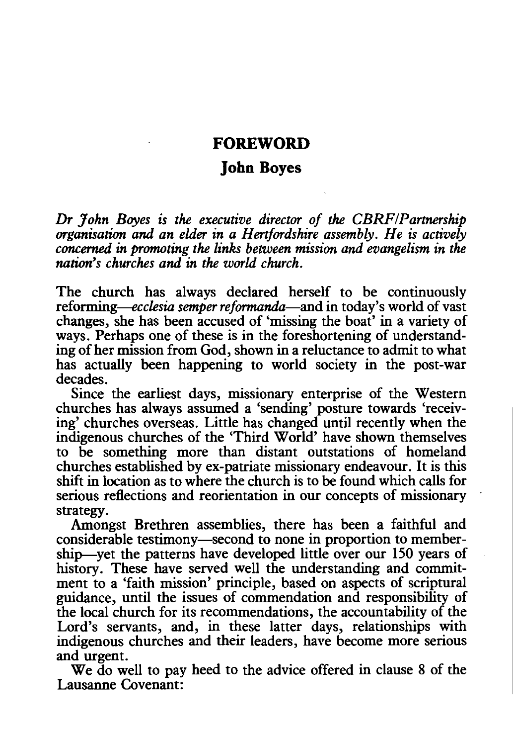# FOREWORD

## John Boyes

*Dr John Boyes is the executive director of the CBRF/Partnership organisation and an elder in a Hertfordshire assembly. He is actively concerned in promoting the links between mission and evangelism in the nation's churches and in the world church.*

The church has always declared herself to be continuously reforming—*ecclesia semper reformanda*—and in today's world of vast changes, she has been accused of 'missing the boat' in a variety of ways. Perhaps one of these is in the foreshortening of understanding of her mission from God, shown in a reluctance to admit to what has actually been happening to world society in the post-war decades.

Since the earliest days, missionary enterprise of the Western churches has always assumed a 'sending' posture towards 'receiving' churches overseas. Little has changed until recently when the indigenous churches of the 'Third World' have shown themselves to be something more than distant outstations of homeland churches established by ex-patriate missionary endeavour. It is this shift in location as to where the church is to be found which calls for serious reflections and reorientation in our concepts of missionary strategy.

Amongst Brethren assemblies, there has been a faithful and considerable testimony—second to none in proportion to membership—yet the patterns have developed little over our 150 years of history. These have served well the understanding and commitment to a 'faith mission' principle, based on aspects of scriptural guidance, until the issues of commendation and responsibility of the local church for its recommendations, the accountability of the Lord's servants, and, in these latter days, relationships with indigenous churches and their leaders, have become more serious and urgent.

We do well to pay heed to the advice offered in clause 8 of the Lausanne Covenant: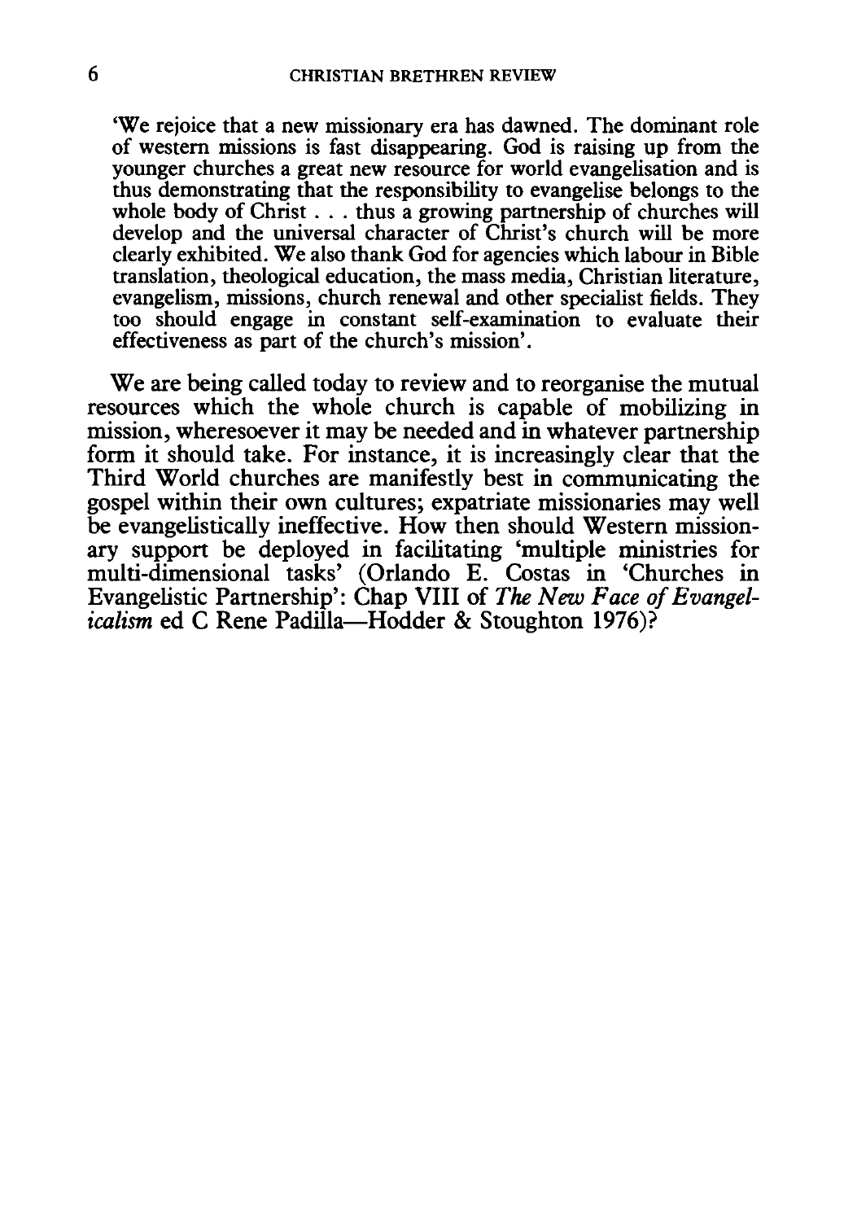'We rejoice that a new missionary era has dawned. The dominant role of western missions is fast disappearing. God is raising up from the younger churches a great new resource for world evangelisation and is thus demonstrating that the responsibility to evangelise belongs to the whole body of Christ . . . thus a growing partnership of churches will develop and the universal character of Christ's church will be more clearly exhibited. We also thank God for agencies which labour in Bible translation, theological education, the mass media, Christian literature, evangelism, missions, church renewal and other specialist fields. They too should engage in constant self-examination to evaluate their effectiveness as part of the church's mission'.

We are being called today to review and to reorganise the mutual resources which the whole church is capable of mobilizing in mission, wheresoever it may be needed and in whatever partnership form it should take. For instance, it is increasingly clear that the Third World churches are manifestly best in communicating the gospel within their own cultures; expatriate missionaries may well be evangelistically ineffective. How then should Western missionary support be deployed in facilitating 'multiple ministries for multi-dimensional tasks' (Orlando E. Costas in 'Churches in Evangelistic Partnership': Chap VIII of *The New Face of Evangelicalism* ed C Rene Padilla—Hodder & Stoughton 1976)?